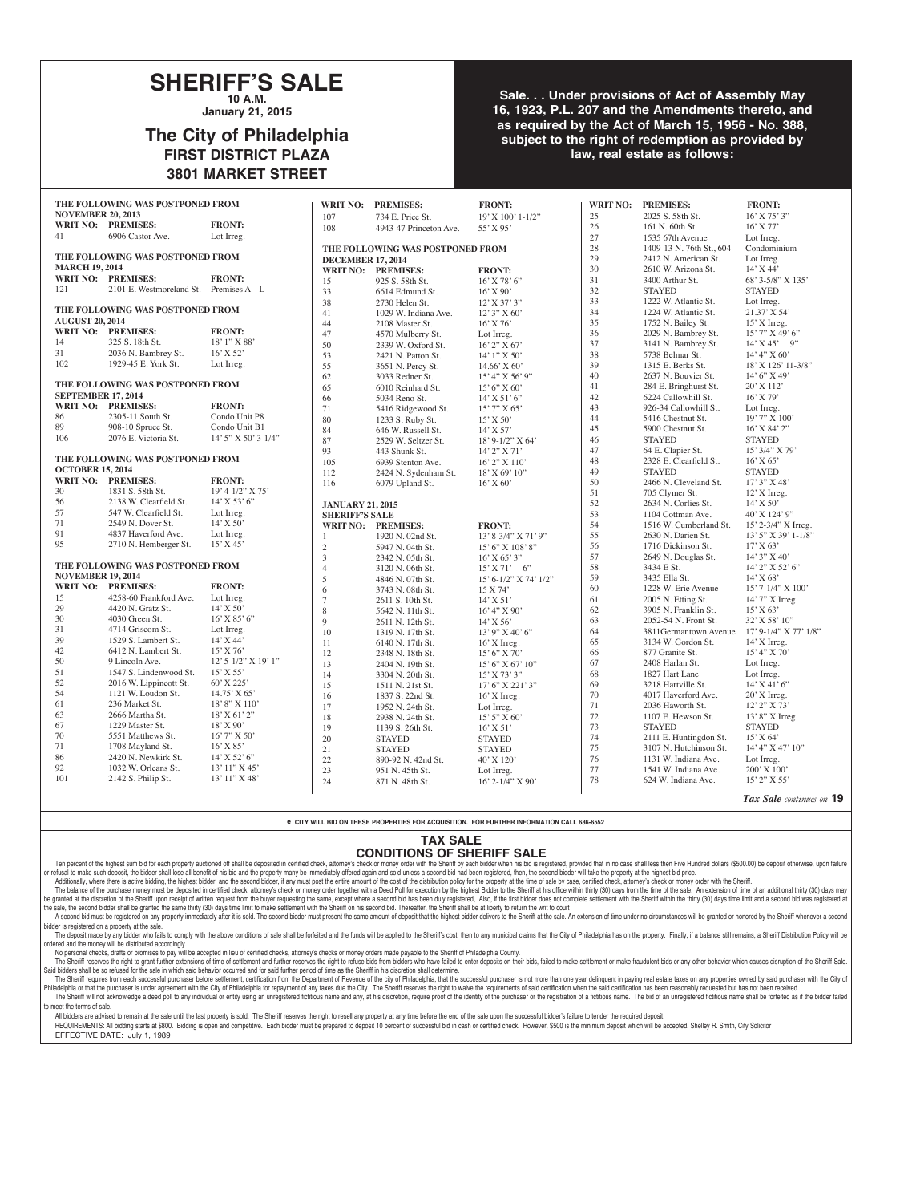# SHERIFF'S SALE

**10 A.M.**

**January 21, 2015**

## The City of Philadelphia

**FIRST DISTRICT PLAZA**

**3801 MARKET STREET**

**Sale. . . Under provisions of Act of Assembly May 16, 1923, P.L. 207 and the Amendments thereto, and as required by the Act of March 15, 1956 - No. 388, subject to the right of redemption as provided by law, real estate as follows:**

**THE FOLLOWING WAS POSTPONED FROM NOVEMBER 20, 2013**

| WRIT NO: | PREMISES: | FRONT: |
|---|---|---|
| 41 | 6906 Castor Ave. | Lot Irreg. |

**THE FOLLOWING WAS POSTPONED FROM MARCH 19, 2014**

| WRIT NO: | PREMISES: | FRONT: |
|---|---|---|
| 121 | 2101 E. Westmoreland St. | Premises A – L |

**THE FOLLOWING WAS POSTPONED FROM AUGUST 20, 2014**

| WRIT NO: | PREMISES: | FRONT: |
|---|---|---|
| 14 | 325 S. 18th St. | 18' 1" X 88' |
| 31 | 2036 N. Bambrey St. | 16' X 52' |
| 102 | 1929-45 E. York St. | Lot Irreg. |

**THE FOLLOWING WAS POSTPONED FROM SEPTEMBER 17, 2014**

| WRIT NO: | PREMISES: | FRONT: |
|---|---|---|
| 86 | 2305-11 South St. | Condo Unit P8 |
| 89 | 908-10 Spruce St. | Condo Unit B1 |
| 106 | 2076 E. Victoria St. | 14' 5" X 50' 3-1/4" |

**THE FOLLOWING WAS POSTPONED FROM OCTOBER 15, 2014**

| WRIT NO: | PREMISES: | FRONT: |
|---|---|---|
| 30 | 1831 S. 58th St. | 19' 4-1/2" X 75' |
| 56 | 2138 W. Clearfield St. | 14' X 53' 6" |
| 57 | 547 W. Clearfield St. | Lot Irreg. |
| 71 | 2549 N. Dover St. | 14' X 50' |
| 91 | 4837 Haverford Ave. | Lot Irreg. |
| 95 | 2710 N. Hemberger St. | 15' X 45' |

**THE FOLLOWING WAS POSTPONED FROM NOVEMBER 19, 2014**

| WRIT NO: | PREMISES: | FRONT: |
|---|---|---|
| 15 | 4258-60 Frankford Ave. | Lot Irreg. |
| 29 | 4420 N. Gratz St. | 14' X 50' |
| 30 | 4030 Green St. | 16' X 85' 6" |
| 31 | 4714 Griscom St. | Lot Irreg. |
| 39 | 1529 S. Lambert St. | 14' X 44' |
| 42 | 6412 N. Lambert St. | 15' X 76' |
| 50 | 9 Lincoln Ave. | 12' 5-1/2" X 19' 1" |
| 51 | 1547 S. Lindenwood St. | 15' X 55' |
| 52 | 2016 W. Lippincott St. | 60' X 225' |
| 54 | 1121 W. Loudon St. | 14.75' X 65' |
| 61 | 236 Market St. | 18' 8" X 110' |
| 63 | 2666 Martha St. | 18' X 61' 2" |
| 67 | 1229 Master St. | 18' X 90' |
| 70 | 5551 Matthews St. | 16' 7" X 50' |
| 71 | 1708 Mayland St. | 16' X 85' |
| 86 | 2420 N. Newkirk St. | 14' X 52' 6" |
| 92 | 1032 W. Orleans St. | 13' 11" X 45' |
| 101 | 2142 S. Philip St. | 13' 11" X 48' |
| 107 | 734 E. Price St. | 19' X 100' 1-1/2" |
| 108 | 4943-47 Princeton Ave. | 55' X 95' |

**THE FOLLOWING WAS POSTPONED FROM DECEMBER 17, 2014**

| WRIT NO: | PREMISES: | FRONT: |
|---|---|---|
| 15 | 925 S. 58th St. | 16' X 78' 6" |
| 33 | 6614 Edmund St. | 16' X 90' |
| 38 | 2730 Helen St. | 12' X 37' 3" |
| 41 | 1029 W. Indiana Ave. | 12' 3" X 60' |
| 44 | 2108 Master St. | 16' X 76' |
| 47 | 4570 Mulberry St. | Lot Irreg. |
| 50 | 2339 W. Oxford St. | 16' 2" X 67' |
| 53 | 2421 N. Patton St. | 14' 1" X 50' |
| 55 | 3651 N. Percy St. | 14.66' X 60' |
| 62 | 3033 Redner St. | 15' 4" X 56' 9" |
| 65 | 6010 Reinhard St. | 15' 6" X 60' |
| 66 | 5034 Reno St. | 14' X 51' 6" |
| 71 | 5416 Ridgewood St. | 15' 7" X 65' |
| 80 | 1233 S. Ruby St. | 15' X 50' |
| 84 | 646 W. Russell St. | 14' X 57' |
| 87 | 2529 W. Seltzer St. | 18' 9-1/2" X 64' |
| 93 | 443 Shunk St. | 14' 2" X 71' |
| 105 | 6939 Stenton Ave. | 16' 2" X 110' |
| 112 | 2424 N. Sydenham St. | 18' X 69' 10" |
| 116 | 6079 Upland St. | 16' X 60' |

**JANUARY 21, 2015**
**SHERIFF'S SALE**

| WRIT NO: | PREMISES: | FRONT: |
|---|---|---|
| 1 | 1920 N. 02nd St. | 13' 8-3/4" X 71' 9" |
| 2 | 5947 N. 04th St. | 15' 6" X 108' 8" |
| 3 | 2342 N. 05th St. | 16' X 65' 3" |
| 4 | 3120 N. 06th St. | 15' X 71' 6" |
| 5 | 4846 N. 07th St. | 15' 6-1/2" X 74' 1/2" |
| 6 | 3743 N. 08th St. | 15 X 74' |
| 7 | 2611 S. 10th St. | 14' X 51' |
| 8 | 5642 N. 11th St. | 16' 4" X 90' |
| 9 | 2611 N. 12th St. | 14' X 56' |
| 10 | 1319 N. 17th St. | 13' 9" X 40' 6" |
| 11 | 6140 N. 17th St. | 16' X Irreg. |
| 12 | 2348 N. 18th St. | 15' 6" X 70' |
| 13 | 2404 N. 19th St. | 15' 6" X 67' 10" |
| 14 | 3304 N. 20th St. | 15' X 73' 3" |
| 15 | 1511 N. 21st St. | 17' 6" X 221' 3" |
| 16 | 1837 S. 22nd St. | 16' X Irreg. |
| 17 | 1952 N. 24th St. | Lot Irreg. |
| 18 | 2938 N. 24th St. | 15' 5" X 60' |
| 19 | 1139 S. 26th St. | 16' X 51' |
| 20 | STAYED | STAYED |
| 21 | STAYED | STAYED |
| 22 | 890-92 N. 42nd St. | 40' X 120' |
| 23 | 951 N. 45th St. | Lot Irreg. |
| 24 | 871 N. 48th St. | 16' 2-1/4" X 90' |
| 25 | 2025 S. 58th St. | 16' X 75' 3" |
| 26 | 161 N. 60th St. | 16' X 77' |
| 27 | 1535 67th Avenue | Lot Irreg. |
| 28 | 1409-13 N. 76th St., 604 | Condominium |
| 29 | 2412 N. American St. | Lot Irreg. |
| 30 | 2610 W. Arizona St. | 14' X 44' |
| 31 | 3400 Arthur St. | 68' 3-5/8" X 135' |
| 32 | STAYED | STAYED |
| 33 | 1222 W. Atlantic St. | Lot Irreg. |
| 34 | 1224 W. Atlantic St. | 21.37' X 54' |
| 35 | 1752 N. Bailey St. | 15' X Irreg. |
| 36 | 2029 N. Bambrey St. | 15' 7" X 49' 6" |
| 37 | 3141 N. Bambrey St. | 14' X 45' 9" |
| 38 | 5738 Belmar St. | 14' 4" X 60' |
| 39 | 1315 E. Berks St. | 18' X 126' 11-3/8" |
| 40 | 2637 N. Bouvier St. | 14' 6" X 49' |
| 41 | 284 E. Bringhurst St. | 20' X 112' |
| 42 | 6224 Callowhill St. | 16' X 79' |
| 43 | 926-34 Callowhill St. | Lot Irreg. |
| 44 | 5416 Chestnut St. | 19' 7" X 100' |
| 45 | 5900 Chestnut St. | 16' X 84' 2" |
| 46 | STAYED | STAYED |
| 47 | 64 E. Clapier St. | 15' 3/4" X 79' |
| 48 | 2328 E. Clearfield St. | 16' X 65' |
| 49 | STAYED | STAYED |
| 50 | 2466 N. Cleveland St. | 17' 3" X 48' |
| 51 | 705 Clymer St. | 12' X Irreg. |
| 52 | 2634 N. Corlies St. | 14' X 50' |
| 53 | 1104 Cottman Ave. | 40' X 124' 9" |
| 54 | 1516 W. Cumberland St. | 15' 2-3/4" X Irreg. |
| 55 | 2630 N. Darien St. | 13' 5" X 39' 1-1/8" |
| 56 | 1716 Dickinson St. | 17' X 63' |
| 57 | 2649 N. Douglas St. | 14' 3" X 40' |
| 58 | 3434 E St. | 14' 2" X 52' 6" |
| 59 | 3435 Ella St. | 14' X 68' |
| 60 | 1228 W. Erie Avenue | 15' 7-1/4" X 100' |
| 61 | 2005 N. Etting St. | 14' 7" X Irreg. |
| 62 | 3905 N. Franklin St. | 15' X 63' |
| 63 | 2052-54 N. Front St. | 32' X 58' 10" |
| 64 | 3811Germantown Avenue | 17' 9-1/4" X 77' 1/8" |
| 65 | 3134 W. Gordon St. | 14' X Irreg. |
| 66 | 877 Granite St. | 15' 4" X 70' |
| 67 | 2408 Harlan St. | Lot Irreg. |
| 68 | 1827 Hart Lane | Lot Irreg. |
| 69 | 3218 Hartville St. | 14' X 41' 6" |
| 70 | 4017 Haverford Ave. | 20' X Irreg. |
| 71 | 2036 Haworth St. | 12' 2" X 73' |
| 72 | 1107 E. Hewson St. | 13' 8" X Irreg. |
| 73 | STAYED | STAYED |
| 74 | 2111 E. Huntingdon St. | 15' X 64' |
| 75 | 3107 N. Hutchinson St. | 14' 4" X 47' 10" |
| 76 | 1131 W. Indiana Ave. | Lot Irreg. |
| 77 | 1541 W. Indiana Ave. | 200' X 100' |
| 78 | 624 W. Indiana Ave. | 15' 2" X 55' |

*Tax Sale continues on* **19**

**e CITY WILL BID ON THESE PROPERTIES FOR ACQUISITION. FOR FURTHER INFORMATION CALL 686-6552**

## TAX SALE
## CONDITIONS OF SHERIFF SALE

Ten percent of the highest sum bid for each property auctioned off shall be deposited in certified check, attorney's check or money order with the Sheriff by each bidder when his bid is registered, provided that in no case shall less then Five Hundred dollars ($500.00) be deposit otherwise, upon failure or refusal to make such deposit, the bidder shall lose all benefit of his bid and the property many be immediately offered again and sold unless a second bid had been registered, then, the second bidder will take the property at the highest bid price.

Additionally, where there is active bidding, the highest bidder, and the second bidder, if any must post the entire amount of the cost of the distribution policy for the property at the time of sale by case, certified check, attorney's check or money order with the Sheriff.

The balance of the purchase money must be deposited in certified check, attorney's check or money order together with a Deed Poll for execution by the highest Bidder to the Sheriff at his office within thirty (30) days from the time of the sale. An extension of time of an additional thirty (30) days may be granted at the discretion of the Sheriff upon receipt of written request from the buyer requesting the same, except where a second bid has been duly registered. Also, if the first bidder does not complete settlement with the Sheriff within the thirty (30) days time limit and a second bid was registered at the sale, the second bidder shall be granted the same thirty (30) days time limit to make settlement with the Sheriff on his second bid. Thereafter, the Sheriff shall be at liberty to return the writ to court

A second bid must be registered on any property immediately after it is sold. The second bidder must present the same amount of deposit that the highest bidder delivers to the Sheriff at the sale. An extension of time under no circumstances will be granted or honored by the Sheriff whenever a second bidder is registered on a property at the sale.

The deposit made by any bidder who fails to comply with the above conditions of sale shall be forfeited and the funds will be applied to the Sheriff's cost, then to any municipal claims that the City of Philadelphia has on the property. Finally, if a balance still remains, a Sheriff Distribution Policy will be ordered and the money will be distributed accordingly.

No personal checks, drafts or promises to pay will be accepted in lieu of certified checks, attorney's checks or money orders made payable to the Sheriff of Philadelphia County.

The Sheriff reserves the right to grant further extensions of time of settlement and further reserves the right to refuse bids from bidders who have failed to enter deposits on their bids, failed to make settlement or make fraudulent bids or any other behavior which causes disruption of the Sheriff Sale. Said bidders shall be so refused for the sale in which said behavior occurred and for said further period of time as the Sheriff in his discretion shall determine.

The Sheriff requires from each successful purchaser before settlement, certification from the Department of Revenue of the city of Philadelphia, that the successful purchaser is not more than one year delinquent in paying real estate taxes on any properties owned by said purchaser with the City of Philadelphia or that the purchaser is under agreement with the City of Philadelphia for repayment of any taxes due the City. The Sheriff reserves the right to waive the requirements of said certification when the said certification has been reasonably requested but has not been received.

The Sheriff will not acknowledge a deed poll to any individual or entity using an unregistered fictitious name and any, at his discretion, require proof of the identity of the purchaser or the registration of a fictitious name. The bid of an unregistered fictitious name shall be forfeited as if the bidder failed to meet the terms of sale.

All bidders are advised to remain at the sale until the last property is sold. The Sheriff reserves the right to resell any property at any time before the end of the sale upon the successful bidder's failure to tender the required deposit.

REQUIREMENTS: All bidding starts at $800. Bidding is open and competitive. Each bidder must be prepared to deposit 10 percent of successful bid in cash or certified check. However, $500 is the minimum deposit which will be accepted. Shelley R. Smith, City Solicitor

EFFECTIVE DATE: July 1, 1989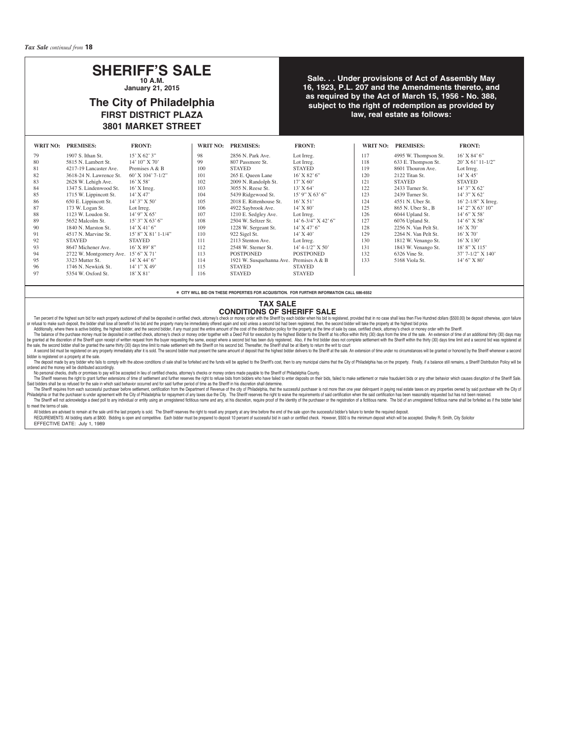*Tax Sale continued from* **18**

# SHERIFF'S SALE

**10 A.M.**
**January 21, 2015**

## The City of Philadelphia

**FIRST DISTRICT PLAZA**
**3801 MARKET STREET**

**Sale. . . Under provisions of Act of Assembly May 16, 1923, P.L. 207 and the Amendments thereto, and as required by the Act of March 15, 1956 - No. 388, subject to the right of redemption as provided by law, real estate as follows:**

| WRIT NO: | PREMISES: | FRONT: |
|---|---|---|
| 79 | 1907 S. Ithan St. | 15' X 62' 3" |
| 80 | 5815 N. Lambert St. | 14' 10" X 70' |
| 81 | 4217-19 Lancaster Ave. | Premises A & B |
| 82 | 3618-24 N. Lawrence St. | 60' X 104' 7-1/2" |
| 83 | 2628 W. Lehigh Ave. | 16' X 58' |
| 84 | 1347 S. Lindenwood St. | 16' X Irreg. |
| 85 | 1715 W. Lippincott St. | 14' X 47' |
| 86 | 650 E. Lippincott St. | 14' 3" X 50' |
| 87 | 173 W. Logan St. | Lot Irreg. |
| 88 | 1123 W. Loudon St. | 14' 9" X 65' |
| 89 | 5652 Malcolm St. | 15' 3" X 63' 6" |
| 90 | 1840 N. Marston St. | 14' X 41' 6" |
| 91 | 4517 N. Marvine St. | 15' 8" X 81' 1-1/4" |
| 92 | STAYED | STAYED |
| 93 | 8647 Michener Ave. | 16' X 89' 8" |
| 94 | 2722 W. Montgomery Ave. | 15' 6" X 71' |
| 95 | 3323 Mutter St. | 14' X 44' 6" |
| 96 | 1746 N. Newkirk St. | 14' 1" X 49' |
| 97 | 5354 W. Oxford St. | 18' X 81' |
| 98 | 2856 N. Park Ave. | Lot Irreg. |
| 99 | 807 Passmore St. | Lot Irreg. |
| 100 | STAYED | STAYED |
| 101 | 265 E. Queen Lane | 16' X 82' 6" |
| 102 | 2009 N. Randolph St. | 17' X 60' |
| 103 | 3055 N. Reese St. | 13' X 64' |
| 104 | 5439 Ridgewood St. | 15' 9" X 63' 6" |
| 105 | 2018 E. Rittenhouse St. | 16' X 51' |
| 106 | 4922 Saybrook Ave. | 14' X 80' |
| 107 | 1210 E. Sedgley Ave. | Lot Irreg. |
| 108 | 2504 W. Seltzer St. | 14' 6-3/4" X 42' 6" |
| 109 | 1228 W. Sergeant St. | 14' X 47' 6" |
| 110 | 922 Sigel St. | 14' X 40' |
| 111 | 2113 Stenton Ave. | Lot Irreg. |
| 112 | 2548 W. Sterner St. | 14' 4-1/2" X 50' |
| 113 | POSTPONED | POSTPONED |
| 114 | 1921 W. Susquehanna Ave. | Premises A & B |
| 115 | STAYED | STAYED |
| 116 | STAYED | STAYED |
| 117 | 4995 W. Thompson St. | 16' X 84' 6" |
| 118 | 633 E. Thompson St. | 20' X 61' 11-1/2" |
| 119 | 8601 Thouron Ave. | Lot Irreg. |
| 120 | 2122 Titan St. | 14' X 45' |
| 121 | STAYED | STAYED |
| 122 | 2433 Turner St. | 14' 3" X 62' |
| 123 | 2439 Turner St. | 14' 3" X 62' |
| 124 | 4551 N. Uber St. | 16' 2-1/8" X Irreg. |
| 125 | 865 N. Uber St., B | 14' 2" X 63' 10" |
| 126 | 6044 Upland St. | 14' 6" X 58' |
| 127 | 6076 Upland St. | 14' 6" X 58' |
| 128 | 2256 N. Van Pelt St. | 16' X 70' |
| 129 | 2264 N. Van Pelt St. | 16' X 70' |
| 130 | 1812 W. Venango St. | 16' X 130' |
| 131 | 1843 W. Venango St. | 18' 8" X 115' |
| 132 | 6326 Vine St. | 37' 7-1/2" X 140' |
| 133 | 5168 Viola St. | 14' 6" X 80' |

e CITY WILL BID ON THESE PROPERTIES FOR ACQUISITION. FOR FURTHER INFORMATION CALL 686-6552

## TAX SALE
## CONDITIONS OF SHERIFF SALE

Ten percent of the highest sum bid for each property auctioned off shall be deposited in certified check, attorney's check or money order with the Sheriff by each bidder when his bid is registered, provided that in no case shall less then Five Hundred dollars ($500.00) be deposit otherwise, upon failure or refusal to make such deposit, the bidder shall lose all benefit of his bid and the property many be immediately offered again and sold unless a second bid had been registered, then, the second bidder will take the property at the highest bid price.

Additionally, where there is active bidding, the highest bidder, and the second bidder, if any must post the entire amount of the cost of the distribution policy for the property at the time of sale by case, certified check, attorney's check or money order with the Sheriff.

The balance of the purchase money must be deposited in certified check, attorney's check or money order together with a Deed Poll for execution by the highest Bidder to the Sheriff at his office within thirty (30) days from the time of the sale. An extension of time of an additional thirty (30) days may be granted at the discretion of the Sheriff upon receipt of written request from the buyer requesting the same, except where a second bid has been duly registered. Also, if the first bidder does not complete settlement with the Sheriff within the thirty (30) days time limit and a second bid was registered at the sale, the second bidder shall be granted the same thirty (30) days time limit to make settlement with the Sheriff on his second bid. Thereafter, the Sheriff shall be at liberty to return the writ to court

A second bid must be registered on any property immediately after it is sold. The second bidder must present the same amount of deposit that the highest bidder delivers to the Sheriff at the sale. An extension of time under no circumstances will be granted or honored by the Sheriff whenever a second bidder is registered on a property at the sale.

The deposit made by any bidder who fails to comply with the above conditions of sale shall be forfeited and the funds will be applied to the Sheriff's cost, then to any municipal claims that the City of Philadelphia has on the property. Finally, if a balance still remains, a Sheriff Distribution Policy will be ordered and the money will be distributed accordingly.

No personal checks, drafts or promises to pay will be accepted in lieu of certified checks, attorney's checks or money orders made payable to the Sheriff of Philadelphia County.

The Sheriff reserves the right to grant further extensions of time of settlement and further reserves the right to refuse bids from bidders who have failed to enter deposits on their bids, failed to make settlement or make fraudulent bids or any other behavior which causes disruption of the Sheriff Sale. Said bidders shall be so refused for the sale in which said behavior occurred and for said further period of time as the Sheriff in his discretion shall determine.

The Sheriff requires from each successful purchaser before settlement, certification from the Department of Revenue of the city of Philadelphia, that the successful purchaser is not more than one year delinquent in paying real estate taxes on any properties owned by said purchaser with the City of Philadelphia or that the purchaser is under agreement with the City of Philadelphia for repayment of any taxes due the City. The Sheriff reserves the right to waive the requirements of said certification when the said certification has been reasonably requested but has not been received.

The Sheriff will not acknowledge a deed poll to any individual or entity using an unregistered fictitious name and any, at his discretion, require proof of the identity of the purchaser or the registration of a fictitious name. The bid of an unregistered fictitious name shall be forfeited as if the bidder failed to meet the terms of sale.

All bidders are advised to remain at the sale until the last property is sold. The Sheriff reserves the right to resell any property at any time before the end of the sale upon the successful bidder's failure to tender the required deposit.

REQUIREMENTS: All bidding starts at $800. Bidding is open and competitive. Each bidder must be prepared to deposit 10 percent of successful bid in cash or certified check. However, $500 is the minimum deposit which will be accepted. Shelley R. Smith, City Solicitor

EFFECTIVE DATE: July 1, 1989